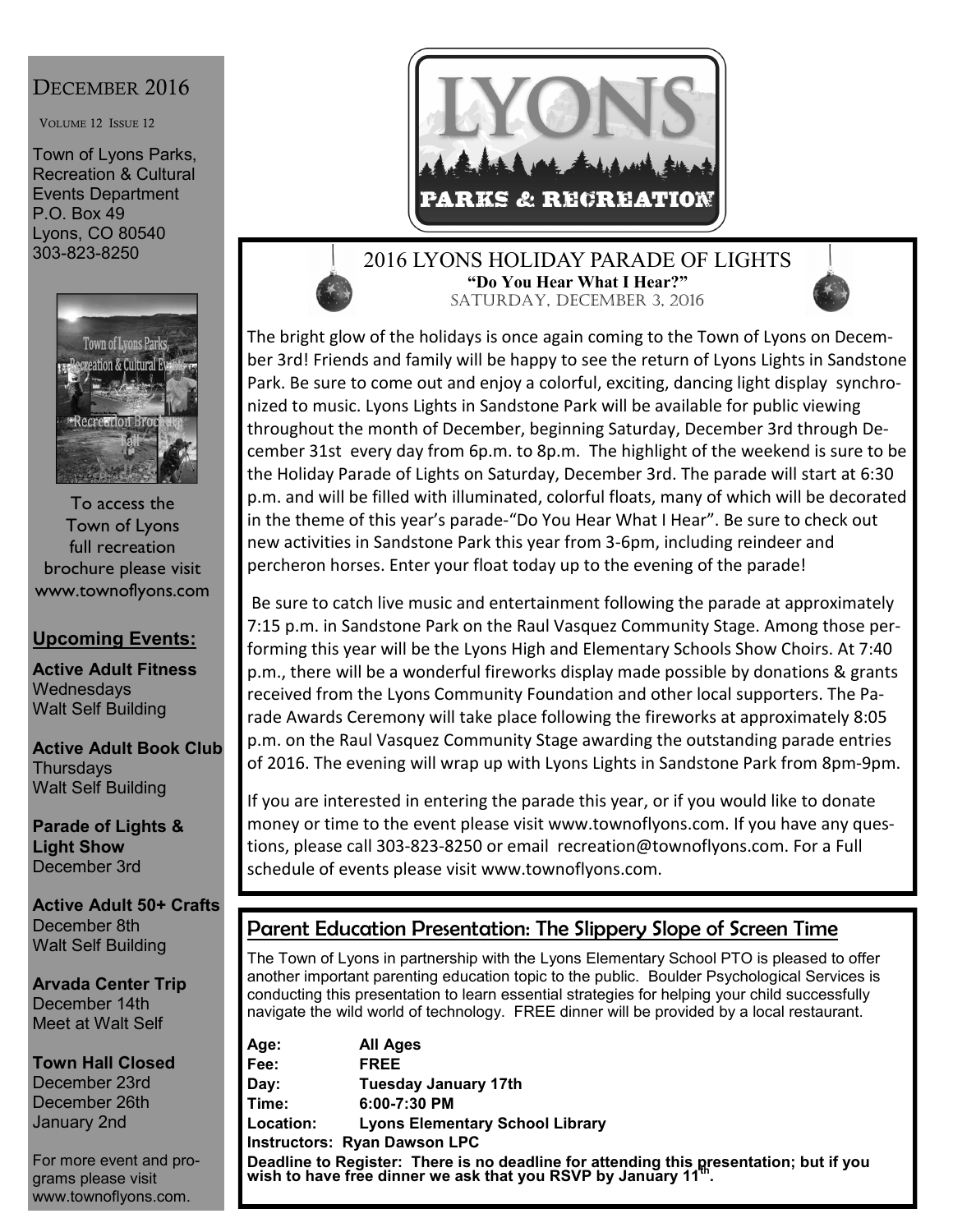# December 2016

Volume 12 Issue 12

Town of Lyons Parks, Recreation & Cultural Events Department
P.O. Box 49
Lyons, CO 80540
303-823-8250

To access the Town of Lyons full recreation brochure please visit www.townoflyons.com

## Upcoming Events:

**Active Adult Fitness**
Wednesdays
Walt Self Building

**Active Adult Book Club**
Thursdays
Walt Self Building

**Parade of Lights & Light Show**
December 3rd

**Active Adult 50+ Crafts**
December 8th
Walt Self Building

**Arvada Center Trip**
December 14th
Meet at Walt Self

**Town Hall Closed**
December 23rd
December 26th
January 2nd

For more event and programs please visit www.townoflyons.com.

LYONS PARKS & RECREATION

## 2016 LYONS HOLIDAY PARADE OF LIGHTS

**"Do You Hear What I Hear?"**

SATURDAY, DECEMBER 3, 2016

The bright glow of the holidays is once again coming to the Town of Lyons on December 3rd! Friends and family will be happy to see the return of Lyons Lights in Sandstone Park. Be sure to come out and enjoy a colorful, exciting, dancing light display synchronized to music. Lyons Lights in Sandstone Park will be available for public viewing throughout the month of December, beginning Saturday, December 3rd through December 31st every day from 6p.m. to 8p.m. The highlight of the weekend is sure to be the Holiday Parade of Lights on Saturday, December 3rd. The parade will start at 6:30 p.m. and will be filled with illuminated, colorful floats, many of which will be decorated in the theme of this year's parade-"Do You Hear What I Hear". Be sure to check out new activities in Sandstone Park this year from 3-6pm, including reindeer and percheron horses. Enter your float today up to the evening of the parade!

Be sure to catch live music and entertainment following the parade at approximately 7:15 p.m. in Sandstone Park on the Raul Vasquez Community Stage. Among those performing this year will be the Lyons High and Elementary Schools Show Choirs. At 7:40 p.m., there will be a wonderful fireworks display made possible by donations & grants received from the Lyons Community Foundation and other local supporters. The Parade Awards Ceremony will take place following the fireworks at approximately 8:05 p.m. on the Raul Vasquez Community Stage awarding the outstanding parade entries of 2016. The evening will wrap up with Lyons Lights in Sandstone Park from 8pm-9pm.

If you are interested in entering the parade this year, or if you would like to donate money or time to the event please visit www.townoflyons.com. If you have any questions, please call 303-823-8250 or email recreation@townoflyons.com. For a Full schedule of events please visit www.townoflyons.com.

## Parent Education Presentation: The Slippery Slope of Screen Time

The Town of Lyons in partnership with the Lyons Elementary School PTO is pleased to offer another important parenting education topic to the public. Boulder Psychological Services is conducting this presentation to learn essential strategies for helping your child successfully navigate the wild world of technology. FREE dinner will be provided by a local restaurant.

**Age:** **All Ages**
**Fee:** **FREE**
**Day:** **Tuesday January 17th**
**Time:** **6:00-7:30 PM**
**Location:** **Lyons Elementary School Library**
**Instructors: Ryan Dawson LPC**
**Deadline to Register: There is no deadline for attending this presentation; but if you wish to have free dinner we ask that you RSVP by January 11th.**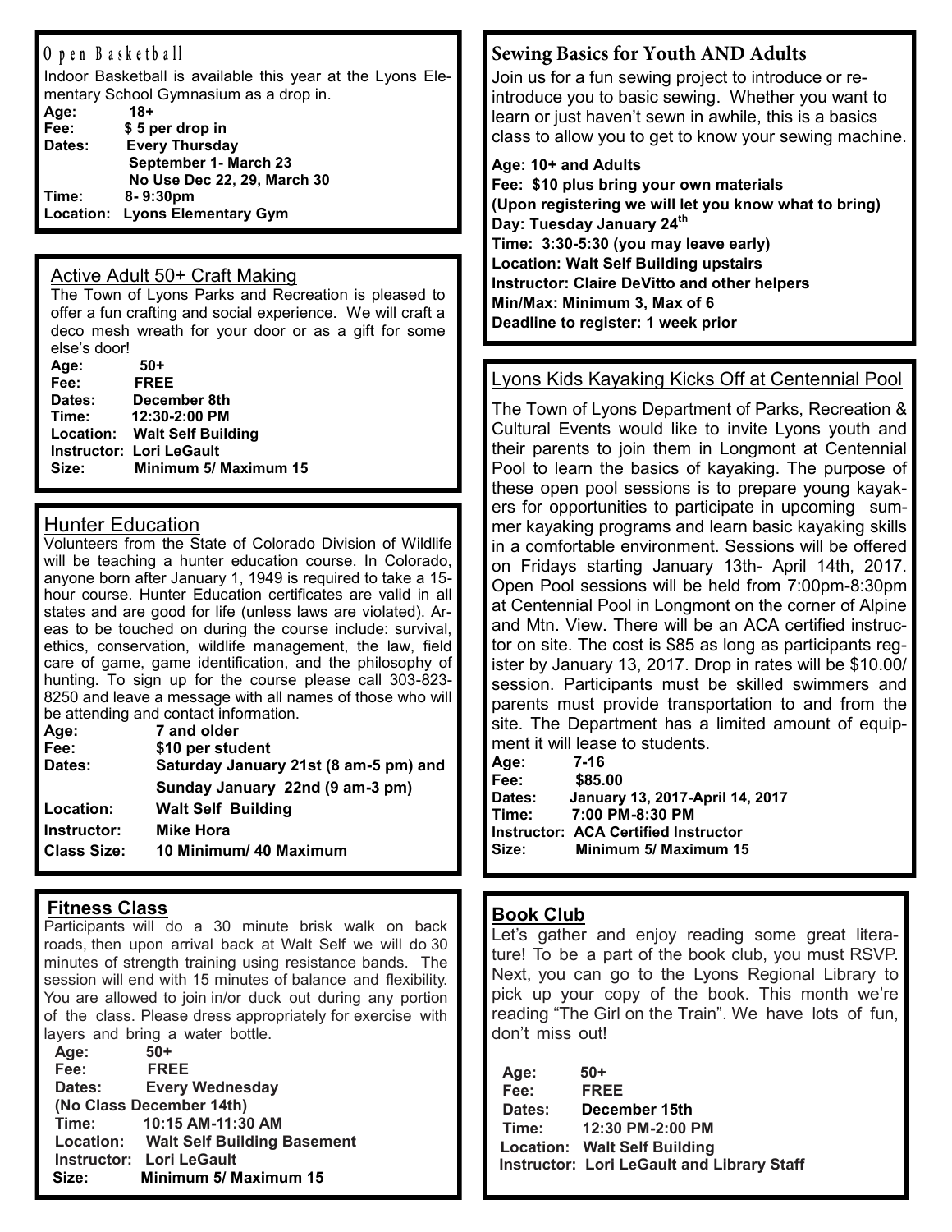## Open Basketball

Indoor Basketball is available this year at the Lyons Elementary School Gymnasium as a drop in.

**Age:** 18+
**Fee:** $ 5 per drop in
**Dates:** Every Thursday
September 1- March 23
No Use Dec 22, 29, March 30
**Time:** 8- 9:30pm
**Location:** Lyons Elementary Gym

## Active Adult 50+ Craft Making

The Town of Lyons Parks and Recreation is pleased to offer a fun crafting and social experience. We will craft a deco mesh wreath for your door or as a gift for some else's door!

**Age:** 50+
**Fee:** FREE
**Dates:** December 8th
**Time:** 12:30-2:00 PM
**Location:** Walt Self Building
**Instructor:** Lori LeGault
**Size:** Minimum 5/ Maximum 15

## Hunter Education

Volunteers from the State of Colorado Division of Wildlife will be teaching a hunter education course. In Colorado, anyone born after January 1, 1949 is required to take a 15-hour course. Hunter Education certificates are valid in all states and are good for life (unless laws are violated). Areas to be touched on during the course include: survival, ethics, conservation, wildlife management, the law, field care of game, game identification, and the philosophy of hunting. To sign up for the course please call 303-823-8250 and leave a message with all names of those who will be attending and contact information.

**Age:** 7 and older
**Fee:** $10 per student
**Dates:** Saturday January 21st (8 am-5 pm) and Sunday January 22nd (9 am-3 pm)
**Location:** Walt Self Building
**Instructor:** Mike Hora
**Class Size:** 10 Minimum/ 40 Maximum

## Fitness Class

Participants will do a 30 minute brisk walk on back roads, then upon arrival back at Walt Self we will do 30 minutes of strength training using resistance bands. The session will end with 15 minutes of balance and flexibility. You are allowed to join in/or duck out during any portion of the class. Please dress appropriately for exercise with layers and bring a water bottle.

**Age:** 50+
**Fee:** FREE
**Dates:** Every Wednesday
**(No Class December 14th)**
**Time:** 10:15 AM-11:30 AM
**Location:** Walt Self Building Basement
**Instructor:** Lori LeGault
**Size:** Minimum 5/ Maximum 15

## Sewing Basics for Youth AND Adults

Join us for a fun sewing project to introduce or re-introduce you to basic sewing. Whether you want to learn or just haven't sewn in awhile, this is a basics class to allow you to get to know your sewing machine.

**Age: 10+ and Adults**
**Fee: $10 plus bring your own materials**
**(Upon registering we will let you know what to bring)**
**Day: Tuesday January 24th**
**Time: 3:30-5:30 (you may leave early)**
**Location: Walt Self Building upstairs**
**Instructor: Claire DeVitto and other helpers**
**Min/Max: Minimum 3, Max of 6**
**Deadline to register: 1 week prior**

## Lyons Kids Kayaking Kicks Off at Centennial Pool

The Town of Lyons Department of Parks, Recreation & Cultural Events would like to invite Lyons youth and their parents to join them in Longmont at Centennial Pool to learn the basics of kayaking. The purpose of these open pool sessions is to prepare young kayakers for opportunities to participate in upcoming summer kayaking programs and learn basic kayaking skills in a comfortable environment. Sessions will be offered on Fridays starting January 13th- April 14th, 2017. Open Pool sessions will be held from 7:00pm-8:30pm at Centennial Pool in Longmont on the corner of Alpine and Mtn. View. There will be an ACA certified instructor on site. The cost is $85 as long as participants register by January 13, 2017. Drop in rates will be $10.00/ session. Participants must be skilled swimmers and parents must provide transportation to and from the site. The Department has a limited amount of equipment it will lease to students.

**Age:** 7-16
**Fee:** $85.00
**Dates:** January 13, 2017-April 14, 2017
**Time:** 7:00 PM-8:30 PM
**Instructor:** ACA Certified Instructor
**Size:** Minimum 5/ Maximum 15

## Book Club

Let's gather and enjoy reading some great literature! To be a part of the book club, you must RSVP. Next, you can go to the Lyons Regional Library to pick up your copy of the book. This month we're reading "The Girl on the Train". We have lots of fun, don't miss out!

**Age:** 50+
**Fee:** FREE
**Dates:** December 15th
**Time:** 12:30 PM-2:00 PM
**Location:** Walt Self Building
**Instructor:** Lori LeGault and Library Staff